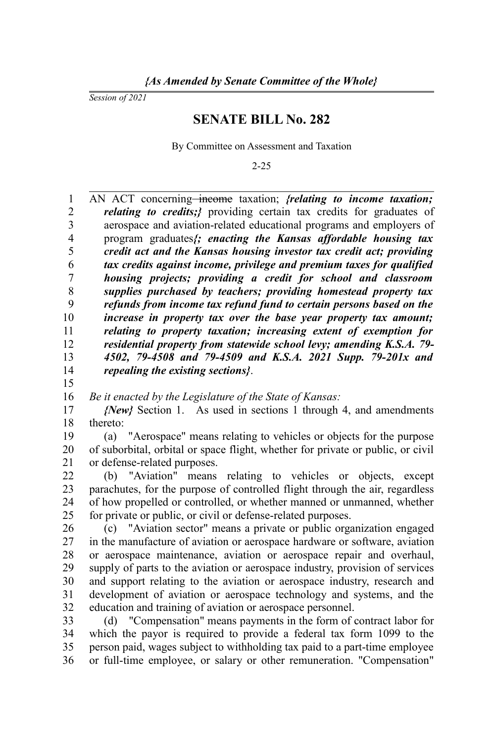*{As Amended by Senate Committee of the Whole}*

*Session of 2021*

# SENATE BILL No. 282

By Committee on Assessment and Taxation

2-25

AN ACT concerning ~~income~~ taxation; ***{relating to income taxation; relating to credits;}*** providing certain tax credits for graduates of aerospace and aviation-related educational programs and employers of program graduates***{; enacting the Kansas affordable housing tax credit act and the Kansas housing investor tax credit act; providing tax credits against income, privilege and premium taxes for qualified housing projects; providing a credit for school and classroom supplies purchased by teachers; providing homestead property tax refunds from income tax refund fund to certain persons based on the increase in property tax over the base year property tax amount; relating to property taxation; increasing extent of exemption for residential property from statewide school levy; amending K.S.A. 79-4502, 79-4508 and 79-4509 and K.S.A. 2021 Supp. 79-201x and repealing the existing sections}***.

*Be it enacted by the Legislature of the State of Kansas:*

*{New}* Section 1. As used in sections 1 through 4, and amendments thereto:

(a) "Aerospace" means relating to vehicles or objects for the purpose of suborbital, orbital or space flight, whether for private or public, or civil or defense-related purposes.

(b) "Aviation" means relating to vehicles or objects, except parachutes, for the purpose of controlled flight through the air, regardless of how propelled or controlled, or whether manned or unmanned, whether for private or public, or civil or defense-related purposes.

(c) "Aviation sector" means a private or public organization engaged in the manufacture of aviation or aerospace hardware or software, aviation or aerospace maintenance, aviation or aerospace repair and overhaul, supply of parts to the aviation or aerospace industry, provision of services and support relating to the aviation or aerospace industry, research and development of aviation or aerospace technology and systems, and the education and training of aviation or aerospace personnel.

(d) "Compensation" means payments in the form of contract labor for which the payor is required to provide a federal tax form 1099 to the person paid, wages subject to withholding tax paid to a part-time employee or full-time employee, or salary or other remuneration. "Compensation"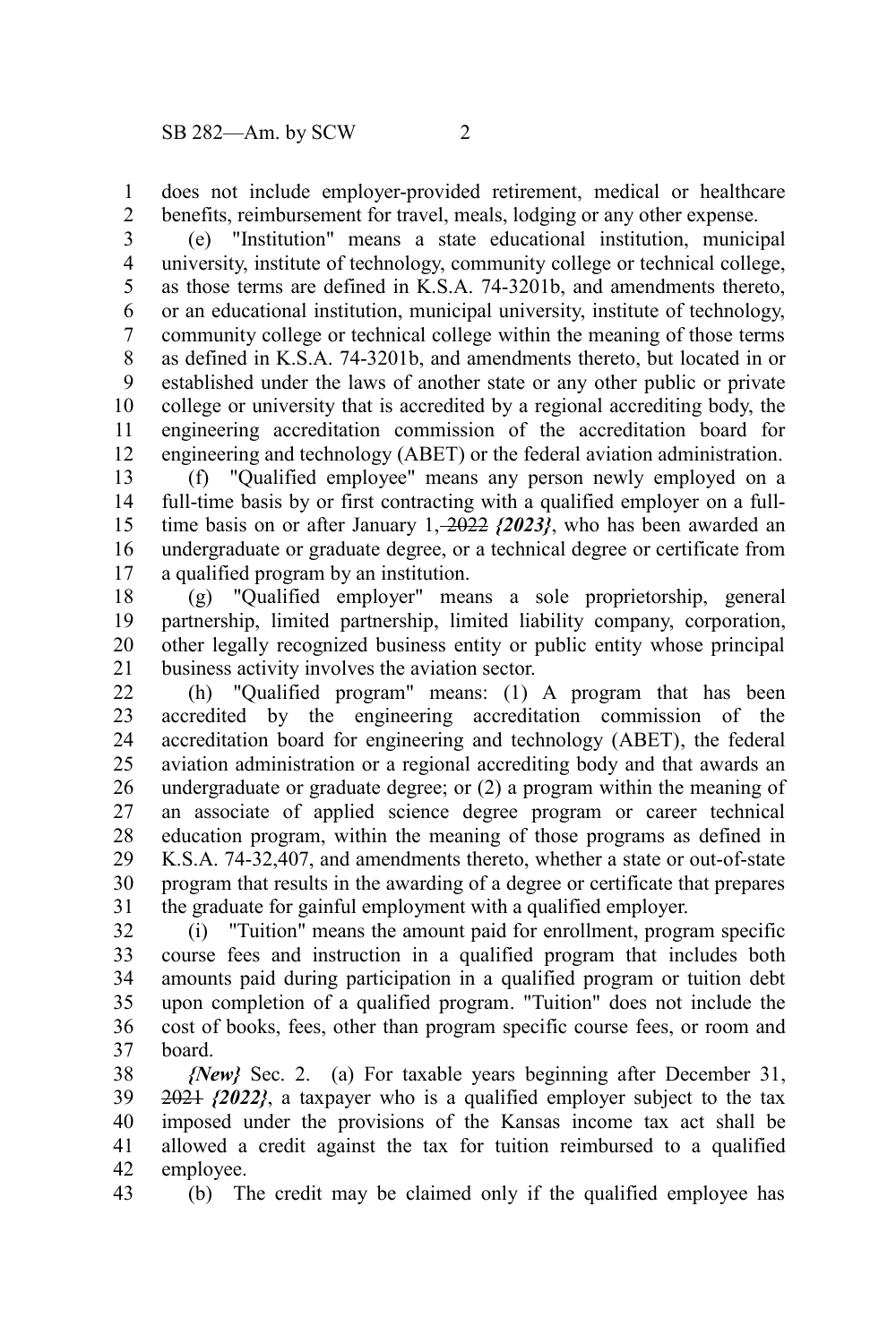does not include employer-provided retirement, medical or healthcare benefits, reimbursement for travel, meals, lodging or any other expense.

(e) "Institution" means a state educational institution, municipal university, institute of technology, community college or technical college, as those terms are defined in K.S.A. 74-3201b, and amendments thereto, or an educational institution, municipal university, institute of technology, community college or technical college within the meaning of those terms as defined in K.S.A. 74-3201b, and amendments thereto, but located in or established under the laws of another state or any other public or private college or university that is accredited by a regional accrediting body, the engineering accreditation commission of the accreditation board for engineering and technology (ABET) or the federal aviation administration.

(f) "Qualified employee" means any person newly employed on a full-time basis by or first contracting with a qualified employer on a full-time basis on or after January 1, ~~2022~~ ***{2023}***, who has been awarded an undergraduate or graduate degree, or a technical degree or certificate from a qualified program by an institution.

(g) "Qualified employer" means a sole proprietorship, general partnership, limited partnership, limited liability company, corporation, other legally recognized business entity or public entity whose principal business activity involves the aviation sector.

(h) "Qualified program" means: (1) A program that has been accredited by the engineering accreditation commission of the accreditation board for engineering and technology (ABET), the federal aviation administration or a regional accrediting body and that awards an undergraduate or graduate degree; or (2) a program within the meaning of an associate of applied science degree program or career technical education program, within the meaning of those programs as defined in K.S.A. 74-32,407, and amendments thereto, whether a state or out-of-state program that results in the awarding of a degree or certificate that prepares the graduate for gainful employment with a qualified employer.

(i) "Tuition" means the amount paid for enrollment, program specific course fees and instruction in a qualified program that includes both amounts paid during participation in a qualified program or tuition debt upon completion of a qualified program. "Tuition" does not include the cost of books, fees, other than program specific course fees, or room and board.

***{New}*** Sec. 2. (a) For taxable years beginning after December 31, ~~2021~~ ***{2022}***, a taxpayer who is a qualified employer subject to the tax imposed under the provisions of the Kansas income tax act shall be allowed a credit against the tax for tuition reimbursed to a qualified employee.

(b) The credit may be claimed only if the qualified employee has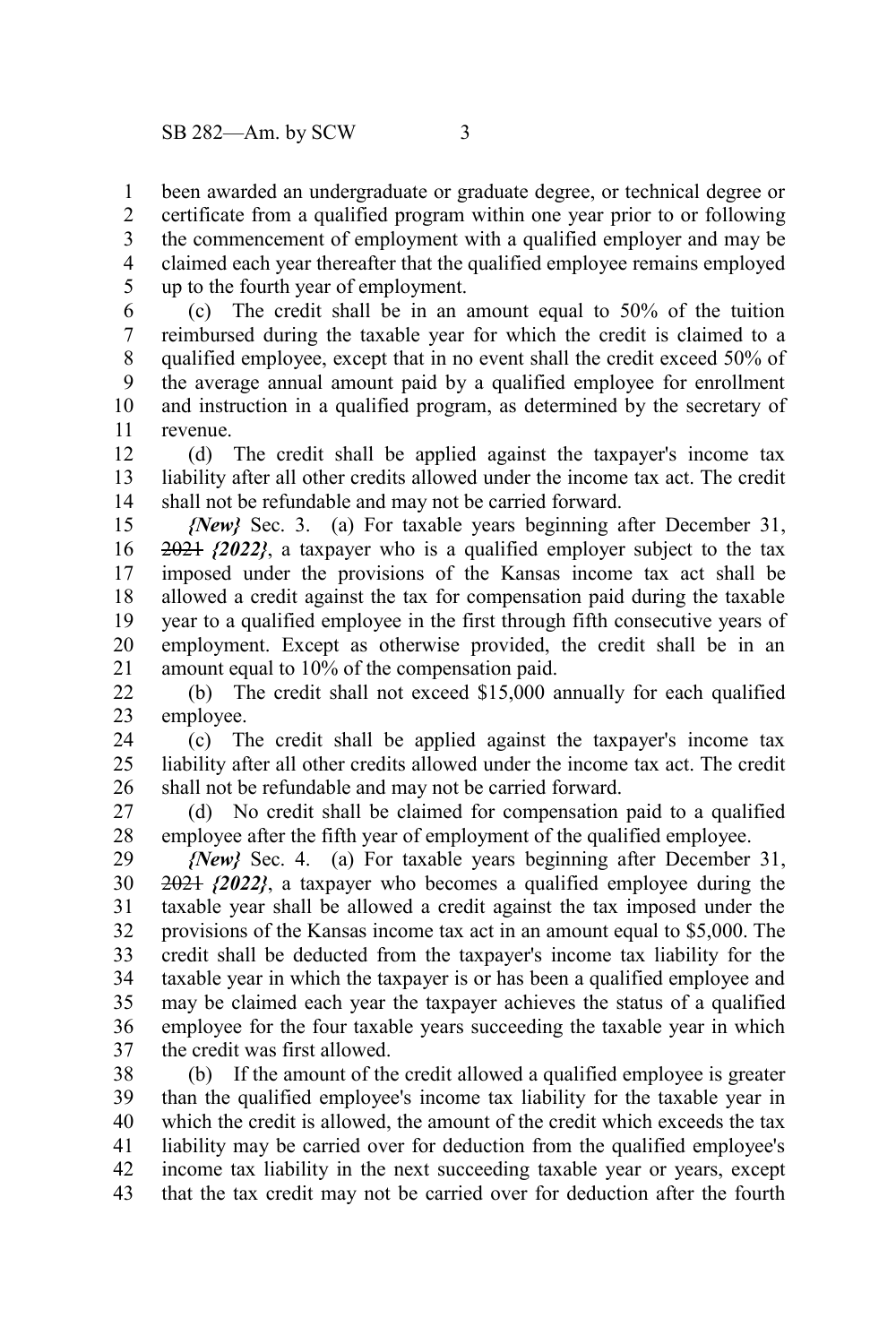been awarded an undergraduate or graduate degree, or technical degree or certificate from a qualified program within one year prior to or following the commencement of employment with a qualified employer and may be claimed each year thereafter that the qualified employee remains employed up to the fourth year of employment.

(c) The credit shall be in an amount equal to 50% of the tuition reimbursed during the taxable year for which the credit is claimed to a qualified employee, except that in no event shall the credit exceed 50% of the average annual amount paid by a qualified employee for enrollment and instruction in a qualified program, as determined by the secretary of revenue.

(d) The credit shall be applied against the taxpayer's income tax liability after all other credits allowed under the income tax act. The credit shall not be refundable and may not be carried forward.

*{New}* Sec. 3. (a) For taxable years beginning after December 31, ~~2021~~ *{2022}*, a taxpayer who is a qualified employer subject to the tax imposed under the provisions of the Kansas income tax act shall be allowed a credit against the tax for compensation paid during the taxable year to a qualified employee in the first through fifth consecutive years of employment. Except as otherwise provided, the credit shall be in an amount equal to 10% of the compensation paid.

(b) The credit shall not exceed $15,000 annually for each qualified employee.

(c) The credit shall be applied against the taxpayer's income tax liability after all other credits allowed under the income tax act. The credit shall not be refundable and may not be carried forward.

(d) No credit shall be claimed for compensation paid to a qualified employee after the fifth year of employment of the qualified employee.

*{New}* Sec. 4. (a) For taxable years beginning after December 31, ~~2021~~ *{2022}*, a taxpayer who becomes a qualified employee during the taxable year shall be allowed a credit against the tax imposed under the provisions of the Kansas income tax act in an amount equal to $5,000. The credit shall be deducted from the taxpayer's income tax liability for the taxable year in which the taxpayer is or has been a qualified employee and may be claimed each year the taxpayer achieves the status of a qualified employee for the four taxable years succeeding the taxable year in which the credit was first allowed.

(b) If the amount of the credit allowed a qualified employee is greater than the qualified employee's income tax liability for the taxable year in which the credit is allowed, the amount of the credit which exceeds the tax liability may be carried over for deduction from the qualified employee's income tax liability in the next succeeding taxable year or years, except that the tax credit may not be carried over for deduction after the fourth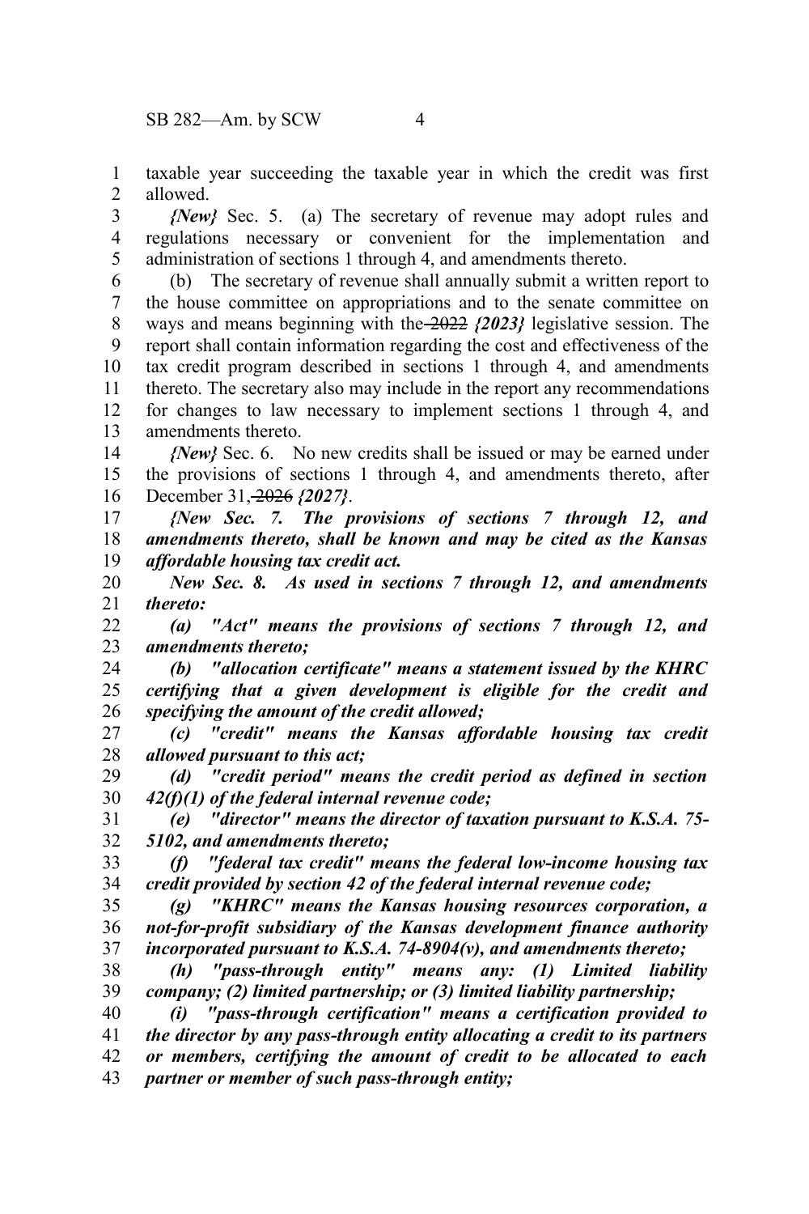taxable year succeeding the taxable year in which the credit was first allowed.

*{New}* Sec. 5. (a) The secretary of revenue may adopt rules and regulations necessary or convenient for the implementation and administration of sections 1 through 4, and amendments thereto.

(b) The secretary of revenue shall annually submit a written report to the house committee on appropriations and to the senate committee on ways and means beginning with the ~~2022~~ ***{2023}*** legislative session. The report shall contain information regarding the cost and effectiveness of the tax credit program described in sections 1 through 4, and amendments thereto. The secretary also may include in the report any recommendations for changes to law necessary to implement sections 1 through 4, and amendments thereto.

*{New}* Sec. 6. No new credits shall be issued or may be earned under the provisions of sections 1 through 4, and amendments thereto, after December 31, ~~2026~~ ***{2027}***.

***{New Sec. 7. The provisions of sections 7 through 12, and amendments thereto, shall be known and may be cited as the Kansas affordable housing tax credit act.***

***New Sec. 8. As used in sections 7 through 12, and amendments thereto:***

***(a) "Act" means the provisions of sections 7 through 12, and amendments thereto;***

***(b) "allocation certificate" means a statement issued by the KHRC certifying that a given development is eligible for the credit and specifying the amount of the credit allowed;***

***(c) "credit" means the Kansas affordable housing tax credit allowed pursuant to this act;***

***(d) "credit period" means the credit period as defined in section 42(f)(1) of the federal internal revenue code;***

***(e) "director" means the director of taxation pursuant to K.S.A. 75-5102, and amendments thereto;***

***(f) "federal tax credit" means the federal low-income housing tax credit provided by section 42 of the federal internal revenue code;***

***(g) "KHRC" means the Kansas housing resources corporation, a not-for-profit subsidiary of the Kansas development finance authority incorporated pursuant to K.S.A. 74-8904(v), and amendments thereto;***

***(h) "pass-through entity" means any: (1) Limited liability company; (2) limited partnership; or (3) limited liability partnership;***

***(i) "pass-through certification" means a certification provided to the director by any pass-through entity allocating a credit to its partners or members, certifying the amount of credit to be allocated to each partner or member of such pass-through entity;***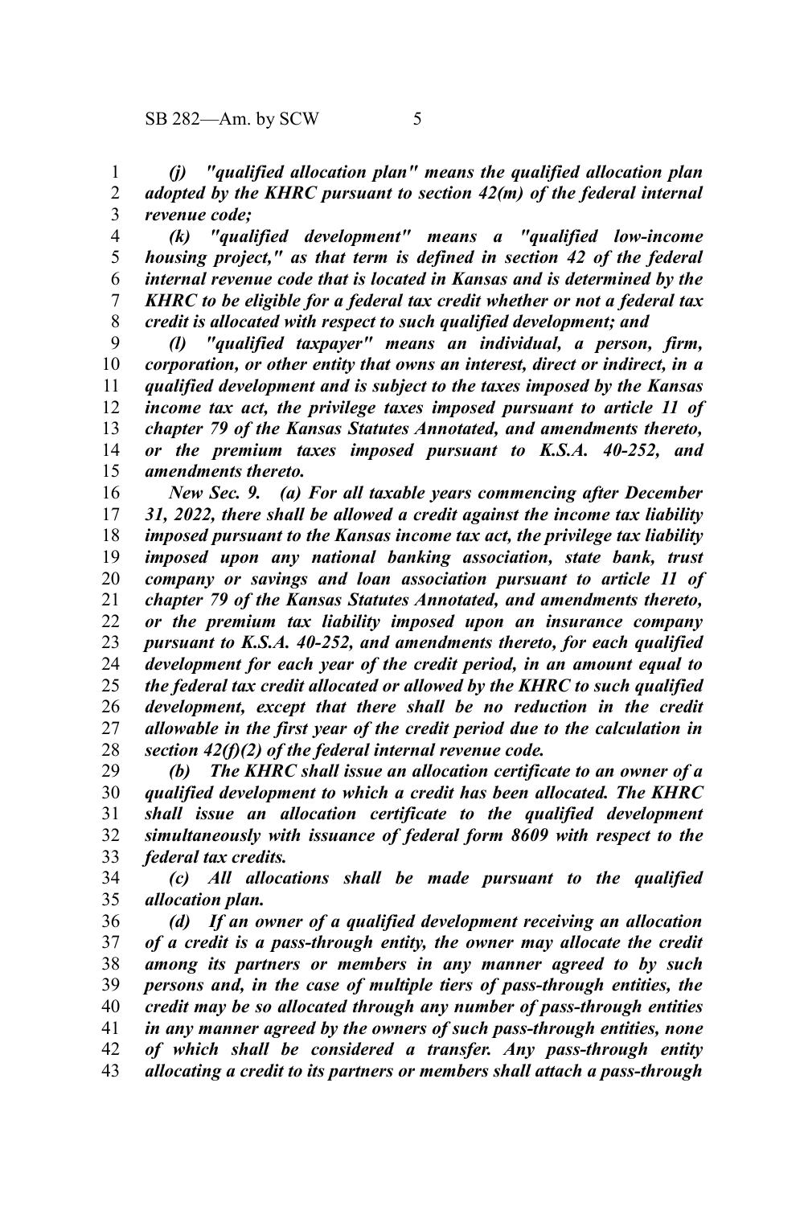*(j) "qualified allocation plan" means the qualified allocation plan adopted by the KHRC pursuant to section 42(m) of the federal internal revenue code;*

*(k) "qualified development" means a "qualified low-income housing project," as that term is defined in section 42 of the federal internal revenue code that is located in Kansas and is determined by the KHRC to be eligible for a federal tax credit whether or not a federal tax credit is allocated with respect to such qualified development; and*

*(l) "qualified taxpayer" means an individual, a person, firm, corporation, or other entity that owns an interest, direct or indirect, in a qualified development and is subject to the taxes imposed by the Kansas income tax act, the privilege taxes imposed pursuant to article 11 of chapter 79 of the Kansas Statutes Annotated, and amendments thereto, or the premium taxes imposed pursuant to K.S.A. 40-252, and amendments thereto.*

*New Sec. 9. (a) For all taxable years commencing after December 31, 2022, there shall be allowed a credit against the income tax liability imposed pursuant to the Kansas income tax act, the privilege tax liability imposed upon any national banking association, state bank, trust company or savings and loan association pursuant to article 11 of chapter 79 of the Kansas Statutes Annotated, and amendments thereto, or the premium tax liability imposed upon an insurance company pursuant to K.S.A. 40-252, and amendments thereto, for each qualified development for each year of the credit period, in an amount equal to the federal tax credit allocated or allowed by the KHRC to such qualified development, except that there shall be no reduction in the credit allowable in the first year of the credit period due to the calculation in section 42(f)(2) of the federal internal revenue code.*

*(b) The KHRC shall issue an allocation certificate to an owner of a qualified development to which a credit has been allocated. The KHRC shall issue an allocation certificate to the qualified development simultaneously with issuance of federal form 8609 with respect to the federal tax credits.*

*(c) All allocations shall be made pursuant to the qualified allocation plan.*

*(d) If an owner of a qualified development receiving an allocation of a credit is a pass-through entity, the owner may allocate the credit among its partners or members in any manner agreed to by such persons and, in the case of multiple tiers of pass-through entities, the credit may be so allocated through any number of pass-through entities in any manner agreed by the owners of such pass-through entities, none of which shall be considered a transfer. Any pass-through entity allocating a credit to its partners or members shall attach a pass-through*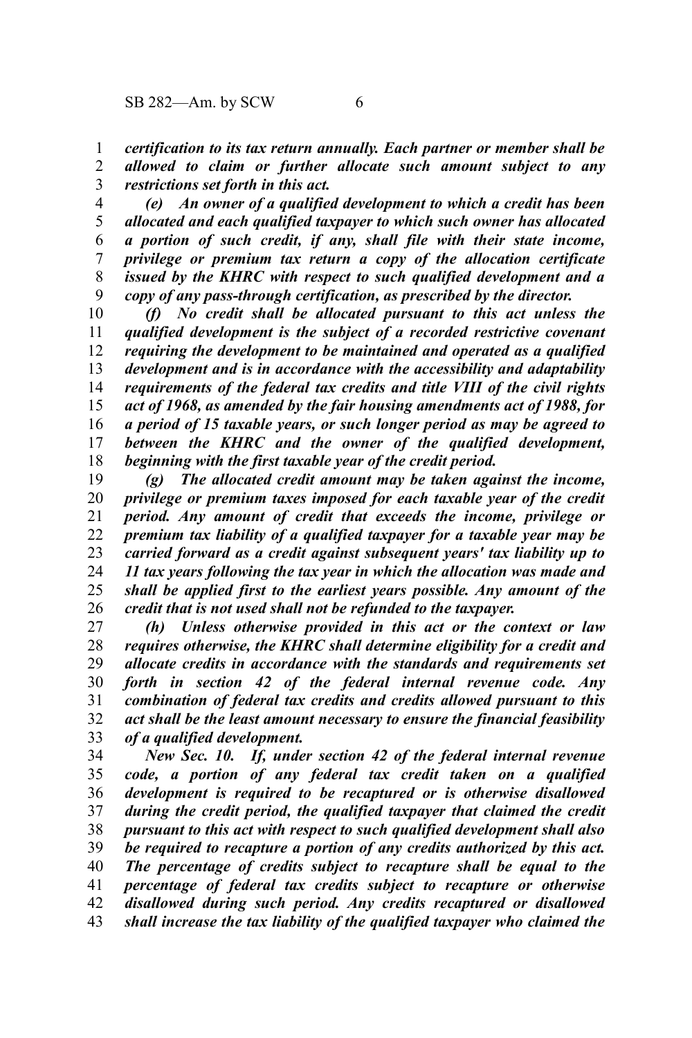*certification to its tax return annually. Each partner or member shall be allowed to claim or further allocate such amount subject to any restrictions set forth in this act.*

*(e) An owner of a qualified development to which a credit has been allocated and each qualified taxpayer to which such owner has allocated a portion of such credit, if any, shall file with their state income, privilege or premium tax return a copy of the allocation certificate issued by the KHRC with respect to such qualified development and a copy of any pass-through certification, as prescribed by the director.*

*(f) No credit shall be allocated pursuant to this act unless the qualified development is the subject of a recorded restrictive covenant requiring the development to be maintained and operated as a qualified development and is in accordance with the accessibility and adaptability requirements of the federal tax credits and title VIII of the civil rights act of 1968, as amended by the fair housing amendments act of 1988, for a period of 15 taxable years, or such longer period as may be agreed to between the KHRC and the owner of the qualified development, beginning with the first taxable year of the credit period.*

*(g) The allocated credit amount may be taken against the income, privilege or premium taxes imposed for each taxable year of the credit period. Any amount of credit that exceeds the income, privilege or premium tax liability of a qualified taxpayer for a taxable year may be carried forward as a credit against subsequent years' tax liability up to 11 tax years following the tax year in which the allocation was made and shall be applied first to the earliest years possible. Any amount of the credit that is not used shall not be refunded to the taxpayer.*

*(h) Unless otherwise provided in this act or the context or law requires otherwise, the KHRC shall determine eligibility for a credit and allocate credits in accordance with the standards and requirements set forth in section 42 of the federal internal revenue code. Any combination of federal tax credits and credits allowed pursuant to this act shall be the least amount necessary to ensure the financial feasibility of a qualified development.*

*New Sec. 10. If, under section 42 of the federal internal revenue code, a portion of any federal tax credit taken on a qualified development is required to be recaptured or is otherwise disallowed during the credit period, the qualified taxpayer that claimed the credit pursuant to this act with respect to such qualified development shall also be required to recapture a portion of any credits authorized by this act. The percentage of credits subject to recapture shall be equal to the percentage of federal tax credits subject to recapture or otherwise disallowed during such period. Any credits recaptured or disallowed shall increase the tax liability of the qualified taxpayer who claimed the*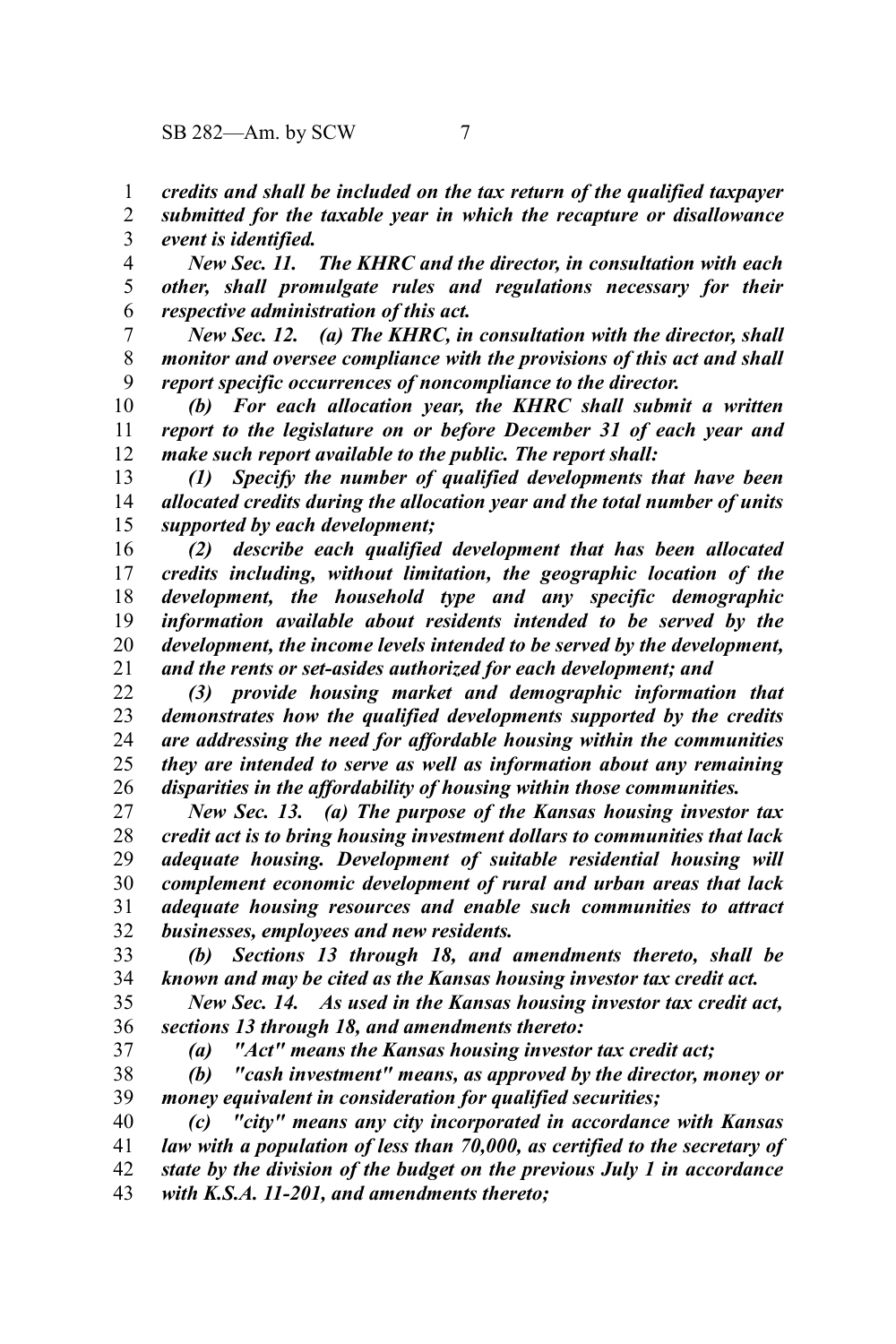*credits and shall be included on the tax return of the qualified taxpayer submitted for the taxable year in which the recapture or disallowance event is identified.*

*New Sec. 11. The KHRC and the director, in consultation with each other, shall promulgate rules and regulations necessary for their respective administration of this act.*

*New Sec. 12. (a) The KHRC, in consultation with the director, shall monitor and oversee compliance with the provisions of this act and shall report specific occurrences of noncompliance to the director.*

*(b) For each allocation year, the KHRC shall submit a written report to the legislature on or before December 31 of each year and make such report available to the public. The report shall:*

*(1) Specify the number of qualified developments that have been allocated credits during the allocation year and the total number of units supported by each development;*

*(2) describe each qualified development that has been allocated credits including, without limitation, the geographic location of the development, the household type and any specific demographic information available about residents intended to be served by the development, the income levels intended to be served by the development, and the rents or set-asides authorized for each development; and*

*(3) provide housing market and demographic information that demonstrates how the qualified developments supported by the credits are addressing the need for affordable housing within the communities they are intended to serve as well as information about any remaining disparities in the affordability of housing within those communities.*

*New Sec. 13. (a) The purpose of the Kansas housing investor tax credit act is to bring housing investment dollars to communities that lack adequate housing. Development of suitable residential housing will complement economic development of rural and urban areas that lack adequate housing resources and enable such communities to attract businesses, employees and new residents.*

*(b) Sections 13 through 18, and amendments thereto, shall be known and may be cited as the Kansas housing investor tax credit act.*

*New Sec. 14. As used in the Kansas housing investor tax credit act, sections 13 through 18, and amendments thereto:*

*(a) "Act" means the Kansas housing investor tax credit act;*

*(b) "cash investment" means, as approved by the director, money or money equivalent in consideration for qualified securities;*

*(c) "city" means any city incorporated in accordance with Kansas law with a population of less than 70,000, as certified to the secretary of state by the division of the budget on the previous July 1 in accordance with K.S.A. 11-201, and amendments thereto;*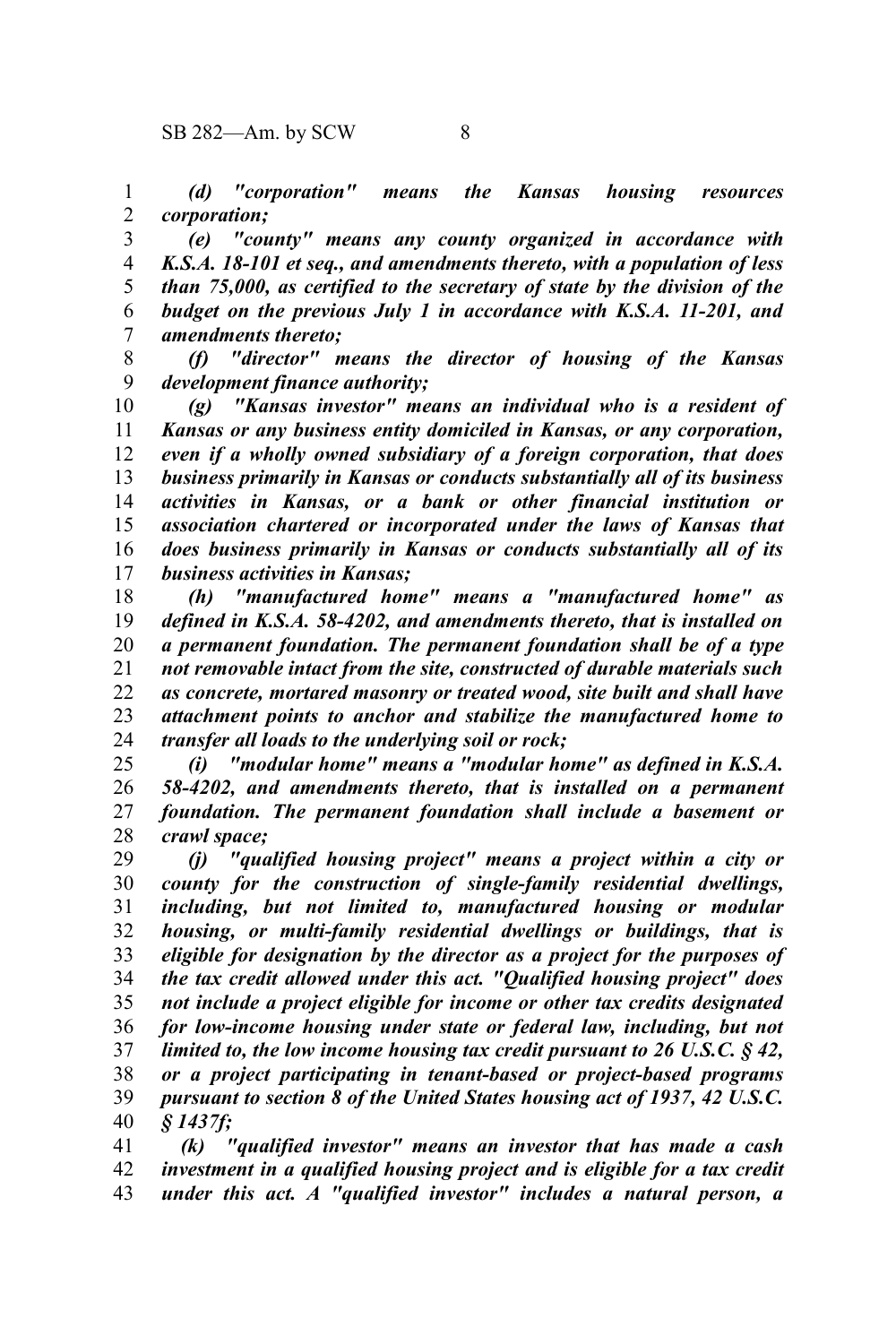*(d) "corporation" means the Kansas housing resources corporation;*

*(e) "county" means any county organized in accordance with K.S.A. 18-101 et seq., and amendments thereto, with a population of less than 75,000, as certified to the secretary of state by the division of the budget on the previous July 1 in accordance with K.S.A. 11-201, and amendments thereto;*

*(f) "director" means the director of housing of the Kansas development finance authority;*

*(g) "Kansas investor" means an individual who is a resident of Kansas or any business entity domiciled in Kansas, or any corporation, even if a wholly owned subsidiary of a foreign corporation, that does business primarily in Kansas or conducts substantially all of its business activities in Kansas, or a bank or other financial institution or association chartered or incorporated under the laws of Kansas that does business primarily in Kansas or conducts substantially all of its business activities in Kansas;*

*(h) "manufactured home" means a "manufactured home" as defined in K.S.A. 58-4202, and amendments thereto, that is installed on a permanent foundation. The permanent foundation shall be of a type not removable intact from the site, constructed of durable materials such as concrete, mortared masonry or treated wood, site built and shall have attachment points to anchor and stabilize the manufactured home to transfer all loads to the underlying soil or rock;*

*(i) "modular home" means a "modular home" as defined in K.S.A. 58-4202, and amendments thereto, that is installed on a permanent foundation. The permanent foundation shall include a basement or crawl space;*

*(j) "qualified housing project" means a project within a city or county for the construction of single-family residential dwellings, including, but not limited to, manufactured housing or modular housing, or multi-family residential dwellings or buildings, that is eligible for designation by the director as a project for the purposes of the tax credit allowed under this act. "Qualified housing project" does not include a project eligible for income or other tax credits designated for low-income housing under state or federal law, including, but not limited to, the low income housing tax credit pursuant to 26 U.S.C. § 42, or a project participating in tenant-based or project-based programs pursuant to section 8 of the United States housing act of 1937, 42 U.S.C. § 1437f;*

*(k) "qualified investor" means an investor that has made a cash investment in a qualified housing project and is eligible for a tax credit under this act. A "qualified investor" includes a natural person, a*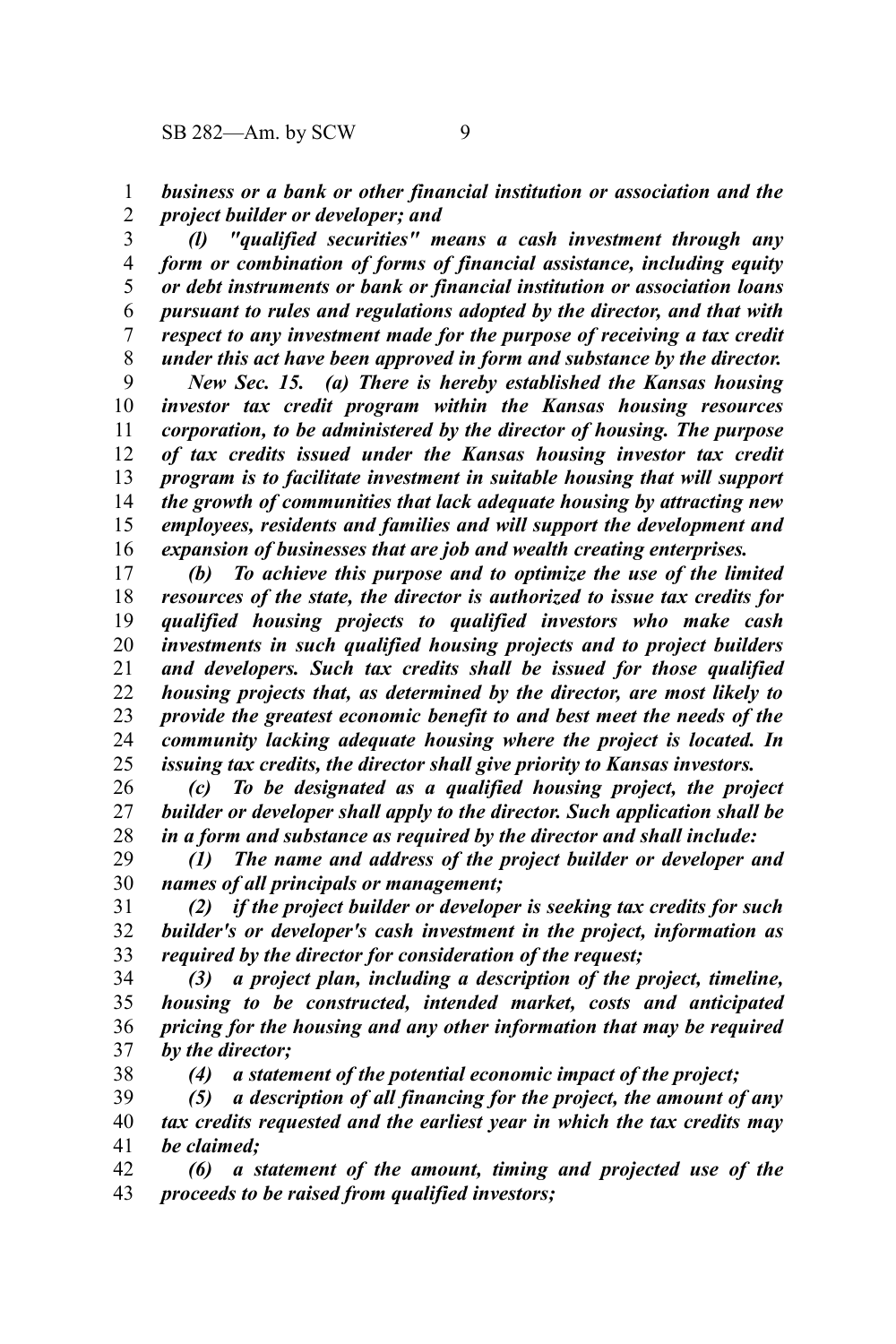*business or a bank or other financial institution or association and the project builder or developer; and*

*(l) "qualified securities" means a cash investment through any form or combination of forms of financial assistance, including equity or debt instruments or bank or financial institution or association loans pursuant to rules and regulations adopted by the director, and that with respect to any investment made for the purpose of receiving a tax credit under this act have been approved in form and substance by the director.*

*New Sec. 15. (a) There is hereby established the Kansas housing investor tax credit program within the Kansas housing resources corporation, to be administered by the director of housing. The purpose of tax credits issued under the Kansas housing investor tax credit program is to facilitate investment in suitable housing that will support the growth of communities that lack adequate housing by attracting new employees, residents and families and will support the development and expansion of businesses that are job and wealth creating enterprises.*

*(b) To achieve this purpose and to optimize the use of the limited resources of the state, the director is authorized to issue tax credits for qualified housing projects to qualified investors who make cash investments in such qualified housing projects and to project builders and developers. Such tax credits shall be issued for those qualified housing projects that, as determined by the director, are most likely to provide the greatest economic benefit to and best meet the needs of the community lacking adequate housing where the project is located. In issuing tax credits, the director shall give priority to Kansas investors.*

*(c) To be designated as a qualified housing project, the project builder or developer shall apply to the director. Such application shall be in a form and substance as required by the director and shall include:*

*(1) The name and address of the project builder or developer and names of all principals or management;*

*(2) if the project builder or developer is seeking tax credits for such builder's or developer's cash investment in the project, information as required by the director for consideration of the request;*

*(3) a project plan, including a description of the project, timeline, housing to be constructed, intended market, costs and anticipated pricing for the housing and any other information that may be required by the director;*

*(4) a statement of the potential economic impact of the project;*

*(5) a description of all financing for the project, the amount of any tax credits requested and the earliest year in which the tax credits may be claimed;*

*(6) a statement of the amount, timing and projected use of the proceeds to be raised from qualified investors;*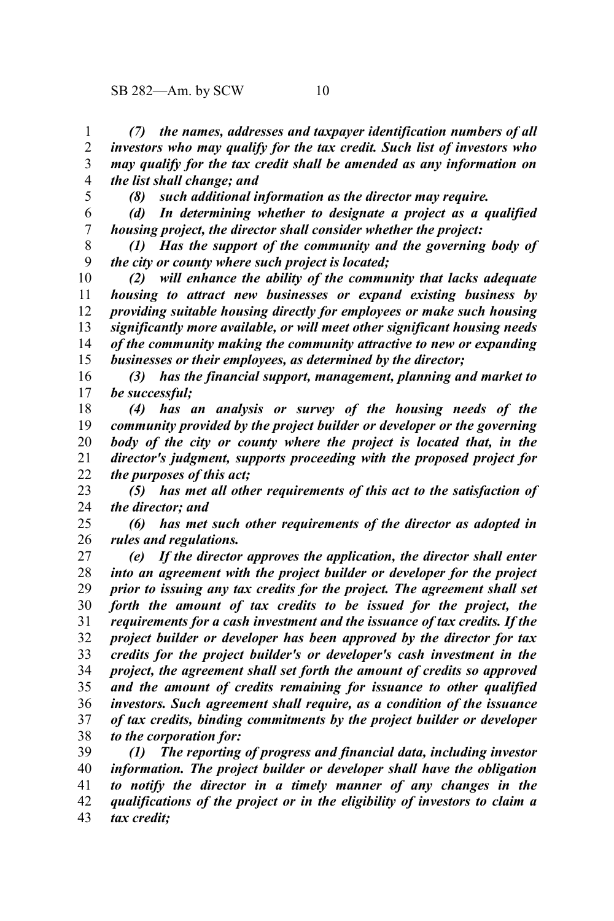*(7) the names, addresses and taxpayer identification numbers of all investors who may qualify for the tax credit. Such list of investors who may qualify for the tax credit shall be amended as any information on the list shall change; and*

*(8) such additional information as the director may require.*

*(d) In determining whether to designate a project as a qualified housing project, the director shall consider whether the project:*

*(1) Has the support of the community and the governing body of the city or county where such project is located;*

*(2) will enhance the ability of the community that lacks adequate housing to attract new businesses or expand existing business by providing suitable housing directly for employees or make such housing significantly more available, or will meet other significant housing needs of the community making the community attractive to new or expanding businesses or their employees, as determined by the director;*

*(3) has the financial support, management, planning and market to be successful;*

*(4) has an analysis or survey of the housing needs of the community provided by the project builder or developer or the governing body of the city or county where the project is located that, in the director's judgment, supports proceeding with the proposed project for the purposes of this act;*

*(5) has met all other requirements of this act to the satisfaction of the director; and*

*(6) has met such other requirements of the director as adopted in rules and regulations.*

*(e) If the director approves the application, the director shall enter into an agreement with the project builder or developer for the project prior to issuing any tax credits for the project. The agreement shall set forth the amount of tax credits to be issued for the project, the requirements for a cash investment and the issuance of tax credits. If the project builder or developer has been approved by the director for tax credits for the project builder's or developer's cash investment in the project, the agreement shall set forth the amount of credits so approved and the amount of credits remaining for issuance to other qualified investors. Such agreement shall require, as a condition of the issuance of tax credits, binding commitments by the project builder or developer to the corporation for:*

*(1) The reporting of progress and financial data, including investor information. The project builder or developer shall have the obligation to notify the director in a timely manner of any changes in the qualifications of the project or in the eligibility of investors to claim a tax credit;*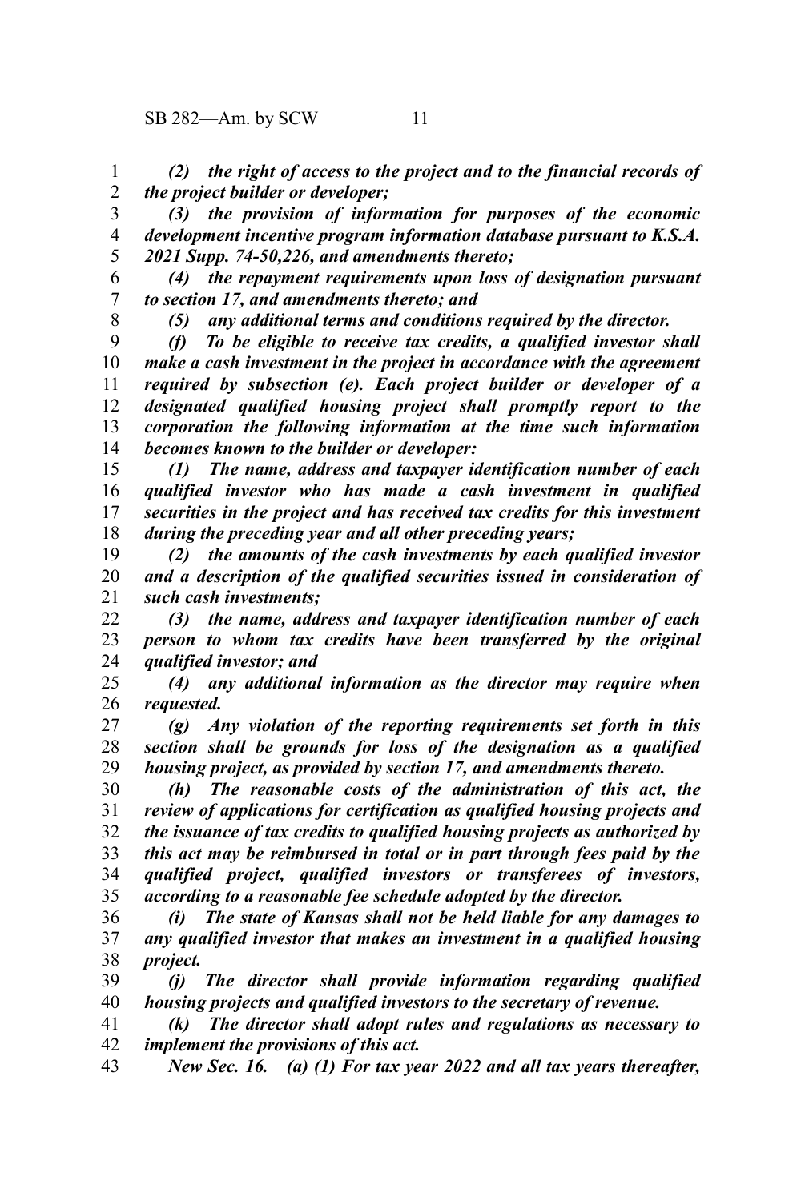*(2) the right of access to the project and to the financial records of the project builder or developer;*

*(3) the provision of information for purposes of the economic development incentive program information database pursuant to K.S.A. 2021 Supp. 74-50,226, and amendments thereto;*

*(4) the repayment requirements upon loss of designation pursuant to section 17, and amendments thereto; and*

*(5) any additional terms and conditions required by the director.*

*(f) To be eligible to receive tax credits, a qualified investor shall make a cash investment in the project in accordance with the agreement required by subsection (e). Each project builder or developer of a designated qualified housing project shall promptly report to the corporation the following information at the time such information becomes known to the builder or developer:*

*(1) The name, address and taxpayer identification number of each qualified investor who has made a cash investment in qualified securities in the project and has received tax credits for this investment during the preceding year and all other preceding years;*

*(2) the amounts of the cash investments by each qualified investor and a description of the qualified securities issued in consideration of such cash investments;*

*(3) the name, address and taxpayer identification number of each person to whom tax credits have been transferred by the original qualified investor; and*

*(4) any additional information as the director may require when requested.*

*(g) Any violation of the reporting requirements set forth in this section shall be grounds for loss of the designation as a qualified housing project, as provided by section 17, and amendments thereto.*

*(h) The reasonable costs of the administration of this act, the review of applications for certification as qualified housing projects and the issuance of tax credits to qualified housing projects as authorized by this act may be reimbursed in total or in part through fees paid by the qualified project, qualified investors or transferees of investors, according to a reasonable fee schedule adopted by the director.*

*(i) The state of Kansas shall not be held liable for any damages to any qualified investor that makes an investment in a qualified housing project.*

*(j) The director shall provide information regarding qualified housing projects and qualified investors to the secretary of revenue.*

*(k) The director shall adopt rules and regulations as necessary to implement the provisions of this act.*

*New Sec. 16. (a) (1) For tax year 2022 and all tax years thereafter,*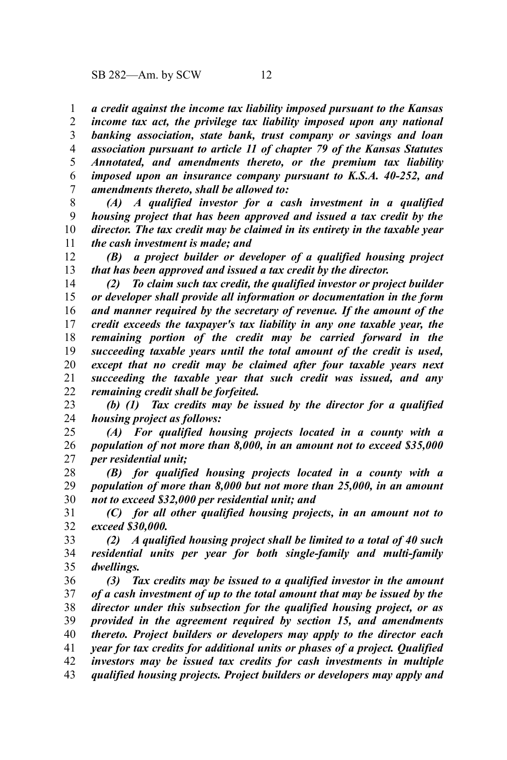*a credit against the income tax liability imposed pursuant to the Kansas income tax act, the privilege tax liability imposed upon any national banking association, state bank, trust company or savings and loan association pursuant to article 11 of chapter 79 of the Kansas Statutes Annotated, and amendments thereto, or the premium tax liability imposed upon an insurance company pursuant to K.S.A. 40-252, and amendments thereto, shall be allowed to:*

*(A) A qualified investor for a cash investment in a qualified housing project that has been approved and issued a tax credit by the director. The tax credit may be claimed in its entirety in the taxable year the cash investment is made; and*

*(B) a project builder or developer of a qualified housing project that has been approved and issued a tax credit by the director.*

*(2) To claim such tax credit, the qualified investor or project builder or developer shall provide all information or documentation in the form and manner required by the secretary of revenue. If the amount of the credit exceeds the taxpayer's tax liability in any one taxable year, the remaining portion of the credit may be carried forward in the succeeding taxable years until the total amount of the credit is used, except that no credit may be claimed after four taxable years next succeeding the taxable year that such credit was issued, and any remaining credit shall be forfeited.*

*(b) (1) Tax credits may be issued by the director for a qualified housing project as follows:*

*(A) For qualified housing projects located in a county with a population of not more than 8,000, in an amount not to exceed $35,000 per residential unit;*

*(B) for qualified housing projects located in a county with a population of more than 8,000 but not more than 25,000, in an amount not to exceed $32,000 per residential unit; and*

*(C) for all other qualified housing projects, in an amount not to exceed $30,000.*

*(2) A qualified housing project shall be limited to a total of 40 such residential units per year for both single-family and multi-family dwellings.*

*(3) Tax credits may be issued to a qualified investor in the amount of a cash investment of up to the total amount that may be issued by the director under this subsection for the qualified housing project, or as provided in the agreement required by section 15, and amendments thereto. Project builders or developers may apply to the director each year for tax credits for additional units or phases of a project. Qualified investors may be issued tax credits for cash investments in multiple qualified housing projects. Project builders or developers may apply and*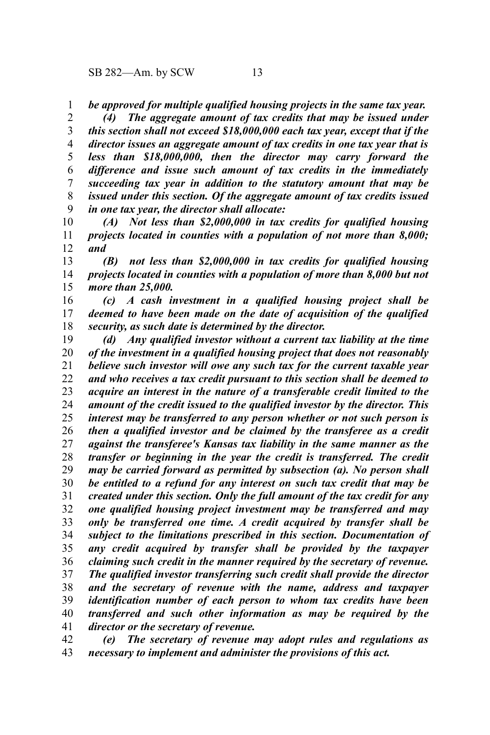*be approved for multiple qualified housing projects in the same tax year.*

*(4) The aggregate amount of tax credits that may be issued under this section shall not exceed $18,000,000 each tax year, except that if the director issues an aggregate amount of tax credits in one tax year that is less than $18,000,000, then the director may carry forward the difference and issue such amount of tax credits in the immediately succeeding tax year in addition to the statutory amount that may be issued under this section. Of the aggregate amount of tax credits issued in one tax year, the director shall allocate:*

*(A) Not less than $2,000,000 in tax credits for qualified housing projects located in counties with a population of not more than 8,000; and*

*(B) not less than $2,000,000 in tax credits for qualified housing projects located in counties with a population of more than 8,000 but not more than 25,000.*

*(c) A cash investment in a qualified housing project shall be deemed to have been made on the date of acquisition of the qualified security, as such date is determined by the director.*

*(d) Any qualified investor without a current tax liability at the time of the investment in a qualified housing project that does not reasonably believe such investor will owe any such tax for the current taxable year and who receives a tax credit pursuant to this section shall be deemed to acquire an interest in the nature of a transferable credit limited to the amount of the credit issued to the qualified investor by the director. This interest may be transferred to any person whether or not such person is then a qualified investor and be claimed by the transferee as a credit against the transferee's Kansas tax liability in the same manner as the transfer or beginning in the year the credit is transferred. The credit may be carried forward as permitted by subsection (a). No person shall be entitled to a refund for any interest on such tax credit that may be created under this section. Only the full amount of the tax credit for any one qualified housing project investment may be transferred and may only be transferred one time. A credit acquired by transfer shall be subject to the limitations prescribed in this section. Documentation of any credit acquired by transfer shall be provided by the taxpayer claiming such credit in the manner required by the secretary of revenue. The qualified investor transferring such credit shall provide the director and the secretary of revenue with the name, address and taxpayer identification number of each person to whom tax credits have been transferred and such other information as may be required by the director or the secretary of revenue.*

*(e) The secretary of revenue may adopt rules and regulations as necessary to implement and administer the provisions of this act.*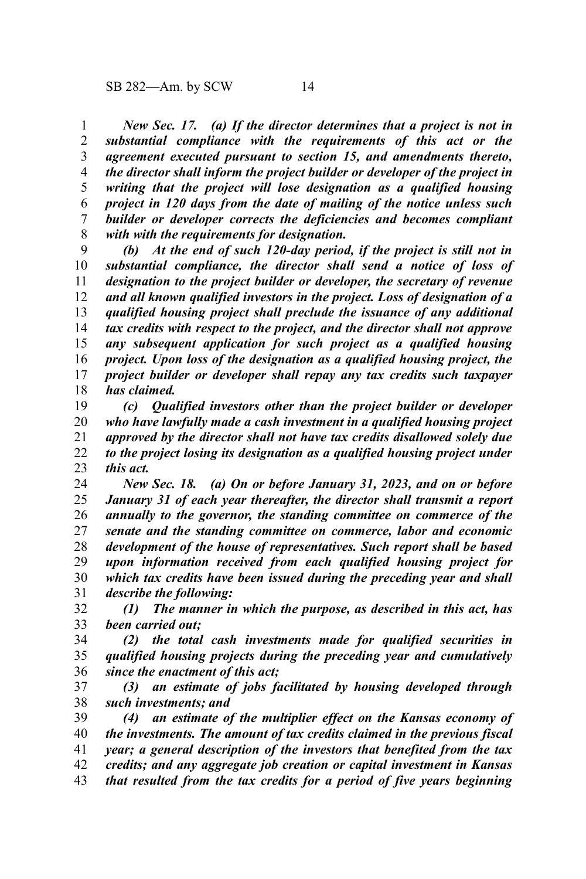*New Sec. 17. (a) If the director determines that a project is not in substantial compliance with the requirements of this act or the agreement executed pursuant to section 15, and amendments thereto, the director shall inform the project builder or developer of the project in writing that the project will lose designation as a qualified housing project in 120 days from the date of mailing of the notice unless such builder or developer corrects the deficiencies and becomes compliant with with the requirements for designation.*

*(b) At the end of such 120-day period, if the project is still not in substantial compliance, the director shall send a notice of loss of designation to the project builder or developer, the secretary of revenue and all known qualified investors in the project. Loss of designation of a qualified housing project shall preclude the issuance of any additional tax credits with respect to the project, and the director shall not approve any subsequent application for such project as a qualified housing project. Upon loss of the designation as a qualified housing project, the project builder or developer shall repay any tax credits such taxpayer has claimed.*

*(c) Qualified investors other than the project builder or developer who have lawfully made a cash investment in a qualified housing project approved by the director shall not have tax credits disallowed solely due to the project losing its designation as a qualified housing project under this act.*

*New Sec. 18. (a) On or before January 31, 2023, and on or before January 31 of each year thereafter, the director shall transmit a report annually to the governor, the standing committee on commerce of the senate and the standing committee on commerce, labor and economic development of the house of representatives. Such report shall be based upon information received from each qualified housing project for which tax credits have been issued during the preceding year and shall describe the following:*

*(1) The manner in which the purpose, as described in this act, has been carried out;*

*(2) the total cash investments made for qualified securities in qualified housing projects during the preceding year and cumulatively since the enactment of this act;*

*(3) an estimate of jobs facilitated by housing developed through such investments; and*

*(4) an estimate of the multiplier effect on the Kansas economy of the investments. The amount of tax credits claimed in the previous fiscal year; a general description of the investors that benefited from the tax credits; and any aggregate job creation or capital investment in Kansas that resulted from the tax credits for a period of five years beginning*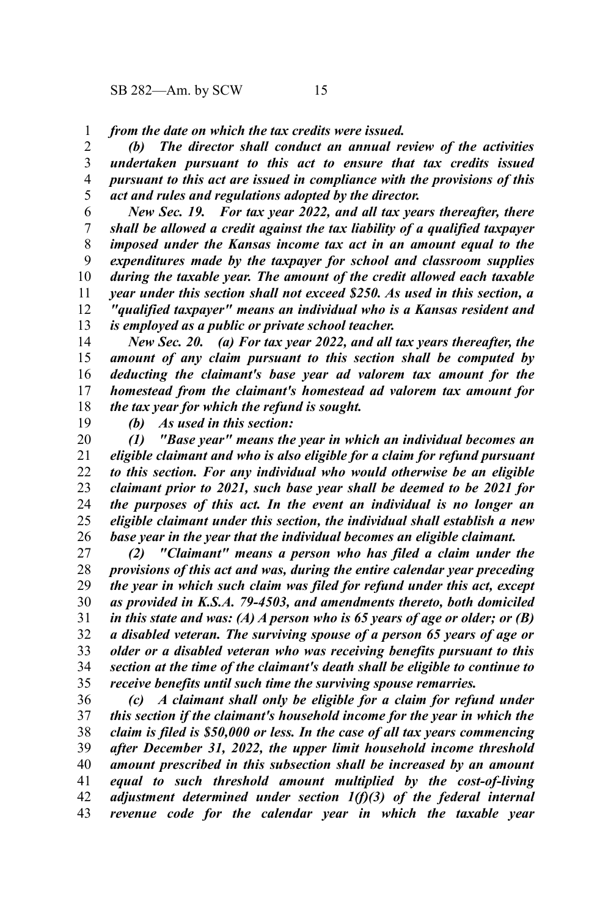*from the date on which the tax credits were issued.*

*(b) The director shall conduct an annual review of the activities undertaken pursuant to this act to ensure that tax credits issued pursuant to this act are issued in compliance with the provisions of this act and rules and regulations adopted by the director.*

*New Sec. 19. For tax year 2022, and all tax years thereafter, there shall be allowed a credit against the tax liability of a qualified taxpayer imposed under the Kansas income tax act in an amount equal to the expenditures made by the taxpayer for school and classroom supplies during the taxable year. The amount of the credit allowed each taxable year under this section shall not exceed $250. As used in this section, a "qualified taxpayer" means an individual who is a Kansas resident and is employed as a public or private school teacher.*

*New Sec. 20. (a) For tax year 2022, and all tax years thereafter, the amount of any claim pursuant to this section shall be computed by deducting the claimant's base year ad valorem tax amount for the homestead from the claimant's homestead ad valorem tax amount for the tax year for which the refund is sought.*

*(b) As used in this section:*

*(1) "Base year" means the year in which an individual becomes an eligible claimant and who is also eligible for a claim for refund pursuant to this section. For any individual who would otherwise be an eligible claimant prior to 2021, such base year shall be deemed to be 2021 for the purposes of this act. In the event an individual is no longer an eligible claimant under this section, the individual shall establish a new base year in the year that the individual becomes an eligible claimant.*

*(2) "Claimant" means a person who has filed a claim under the provisions of this act and was, during the entire calendar year preceding the year in which such claim was filed for refund under this act, except as provided in K.S.A. 79-4503, and amendments thereto, both domiciled in this state and was: (A) A person who is 65 years of age or older; or (B) a disabled veteran. The surviving spouse of a person 65 years of age or older or a disabled veteran who was receiving benefits pursuant to this section at the time of the claimant's death shall be eligible to continue to receive benefits until such time the surviving spouse remarries.*

*(c) A claimant shall only be eligible for a claim for refund under this section if the claimant's household income for the year in which the claim is filed is $50,000 or less. In the case of all tax years commencing after December 31, 2022, the upper limit household income threshold amount prescribed in this subsection shall be increased by an amount equal to such threshold amount multiplied by the cost-of-living adjustment determined under section 1(f)(3) of the federal internal revenue code for the calendar year in which the taxable year*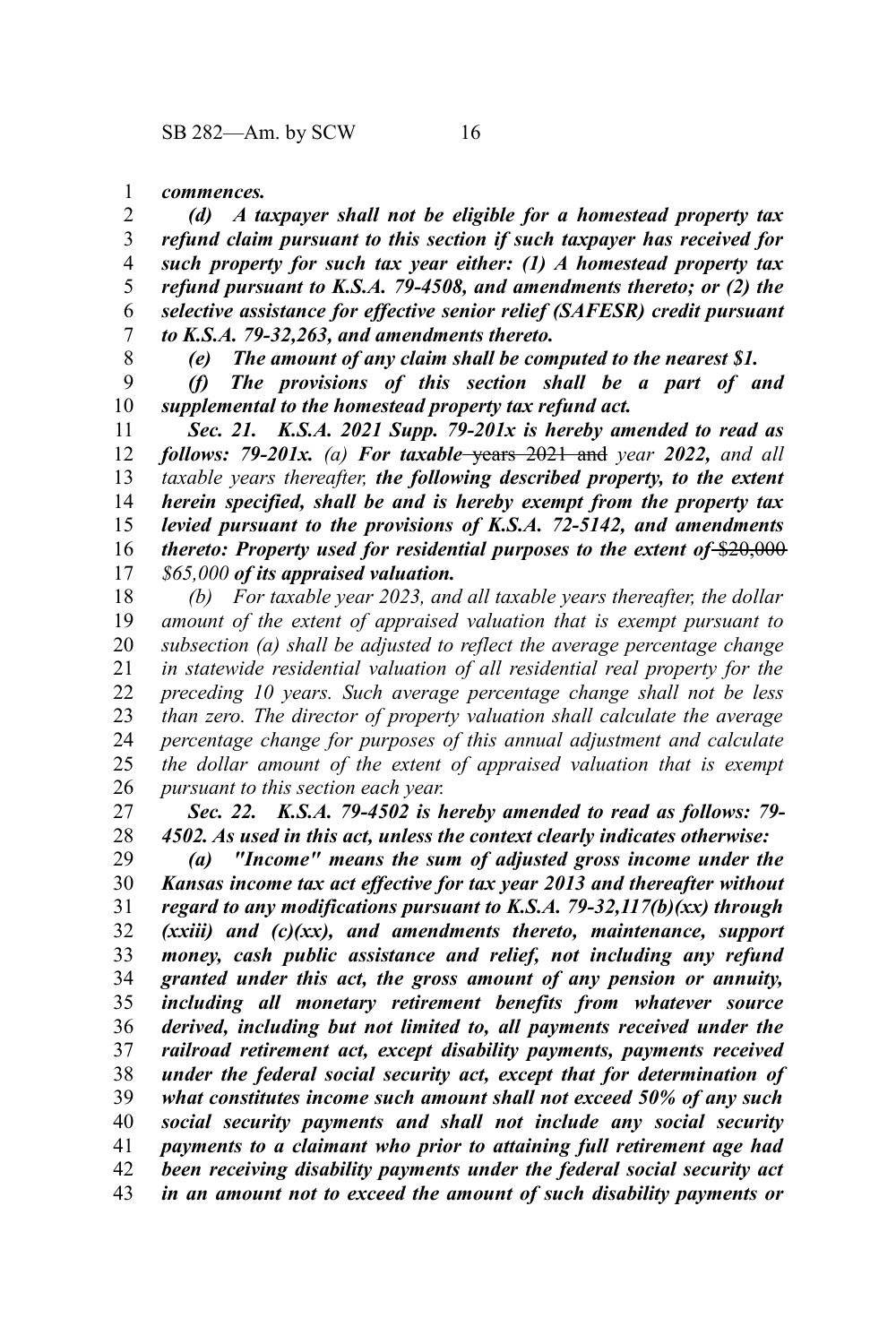***commences.***

***(d) A taxpayer shall not be eligible for a homestead property tax refund claim pursuant to this section if such taxpayer has received for such property for such tax year either: (1) A homestead property tax refund pursuant to K.S.A. 79-4508, and amendments thereto; or (2) the selective assistance for effective senior relief (SAFESR) credit pursuant to K.S.A. 79-32,263, and amendments thereto.***

***(e) The amount of any claim shall be computed to the nearest $1.***

***(f) The provisions of this section shall be a part of and supplemental to the homestead property tax refund act.***

***Sec. 21. K.S.A. 2021 Supp. 79-201x is hereby amended to read as follows: 79-201x.*** *(a)* ***For taxable*** ~~years 2021 and~~ *year* ***2022,*** *and all taxable years thereafter,* ***the following described property, to the extent herein specified, shall be and is hereby exempt from the property tax levied pursuant to the provisions of K.S.A. 72-5142, and amendments thereto: Property used for residential purposes to the extent of*** ~~$20,000~~ *$65,000* ***of its appraised valuation.***

*(b) For taxable year 2023, and all taxable years thereafter, the dollar amount of the extent of appraised valuation that is exempt pursuant to subsection (a) shall be adjusted to reflect the average percentage change in statewide residential valuation of all residential real property for the preceding 10 years. Such average percentage change shall not be less than zero. The director of property valuation shall calculate the average percentage change for purposes of this annual adjustment and calculate the dollar amount of the extent of appraised valuation that is exempt pursuant to this section each year.*

***Sec. 22. K.S.A. 79-4502 is hereby amended to read as follows: 79-4502. As used in this act, unless the context clearly indicates otherwise:***

***(a) "Income" means the sum of adjusted gross income under the Kansas income tax act effective for tax year 2013 and thereafter without regard to any modifications pursuant to K.S.A. 79-32,117(b)(xx) through (xxiii) and (c)(xx), and amendments thereto, maintenance, support money, cash public assistance and relief, not including any refund granted under this act, the gross amount of any pension or annuity, including all monetary retirement benefits from whatever source derived, including but not limited to, all payments received under the railroad retirement act, except disability payments, payments received under the federal social security act, except that for determination of what constitutes income such amount shall not exceed 50% of any such social security payments and shall not include any social security payments to a claimant who prior to attaining full retirement age had been receiving disability payments under the federal social security act in an amount not to exceed the amount of such disability payments or***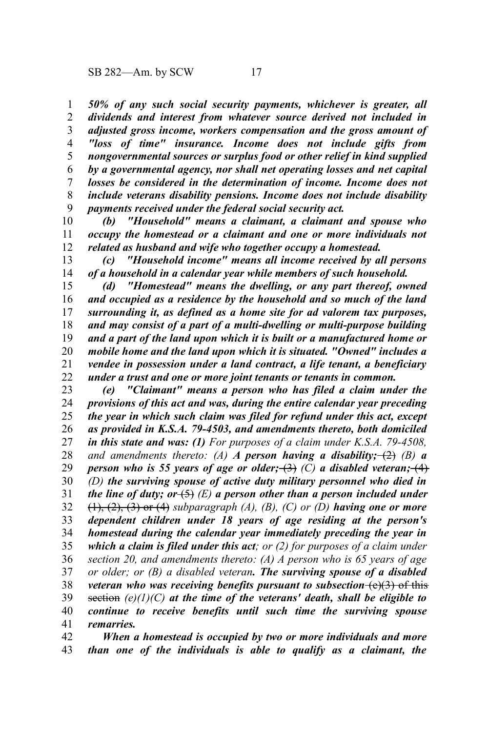***50% of any such social security payments, whichever is greater, all dividends and interest from whatever source derived not included in adjusted gross income, workers compensation and the gross amount of "loss of time" insurance. Income does not include gifts from nongovernmental sources or surplus food or other relief in kind supplied by a governmental agency, nor shall net operating losses and net capital losses be considered in the determination of income. Income does not include veterans disability pensions. Income does not include disability payments received under the federal social security act.***

***(b) "Household" means a claimant, a claimant and spouse who occupy the homestead or a claimant and one or more individuals not related as husband and wife who together occupy a homestead.***

***(c) "Household income" means all income received by all persons of a household in a calendar year while members of such household.***

***(d) "Homestead" means the dwelling, or any part thereof, owned and occupied as a residence by the household and so much of the land surrounding it, as defined as a home site for ad valorem tax purposes, and may consist of a part of a multi-dwelling or multi-purpose building and a part of the land upon which it is built or a manufactured home or mobile home and the land upon which it is situated. "Owned" includes a vendee in possession under a land contract, a life tenant, a beneficiary under a trust and one or more joint tenants or tenants in common.***

***(e) "Claimant" means a person who has filed a claim under the provisions of this act and was, during the entire calendar year preceding the year in which such claim was filed for refund under this act, except as provided in K.S.A. 79-4503, and amendments thereto, both domiciled in this state and was: (1)*** *For purposes of a claim under K.S.A. 79-4508, and amendments thereto: (A)* ***A person having a disability;*** ~~(2)~~ *(B)* ***a person who is 55 years of age or older;*** ~~(3)~~ *(C)* ***a disabled veteran;*** ~~(4)~~ *(D)* ***the surviving spouse of active duty military personnel who died in the line of duty; or*** ~~(5)~~ *(E)* ***a person other than a person included under*** ~~(1), (2), (3) or (4)~~ *subparagraph (A), (B), (C) or (D)* ***having one or more dependent children under 18 years of age residing at the person's homestead during the calendar year immediately preceding the year in which a claim is filed under this act****; or (2) for purposes of a claim under section 20, and amendments thereto: (A) A person who is 65 years of age or older; or (B) a disabled veteran****. The surviving spouse of a disabled veteran who was receiving benefits pursuant to subsection*** ~~(e)(3) of this section~~ *(e)(1)(C)* ***at the time of the veterans' death, shall be eligible to continue to receive benefits until such time the surviving spouse remarries.***

***When a homestead is occupied by two or more individuals and more than one of the individuals is able to qualify as a claimant, the***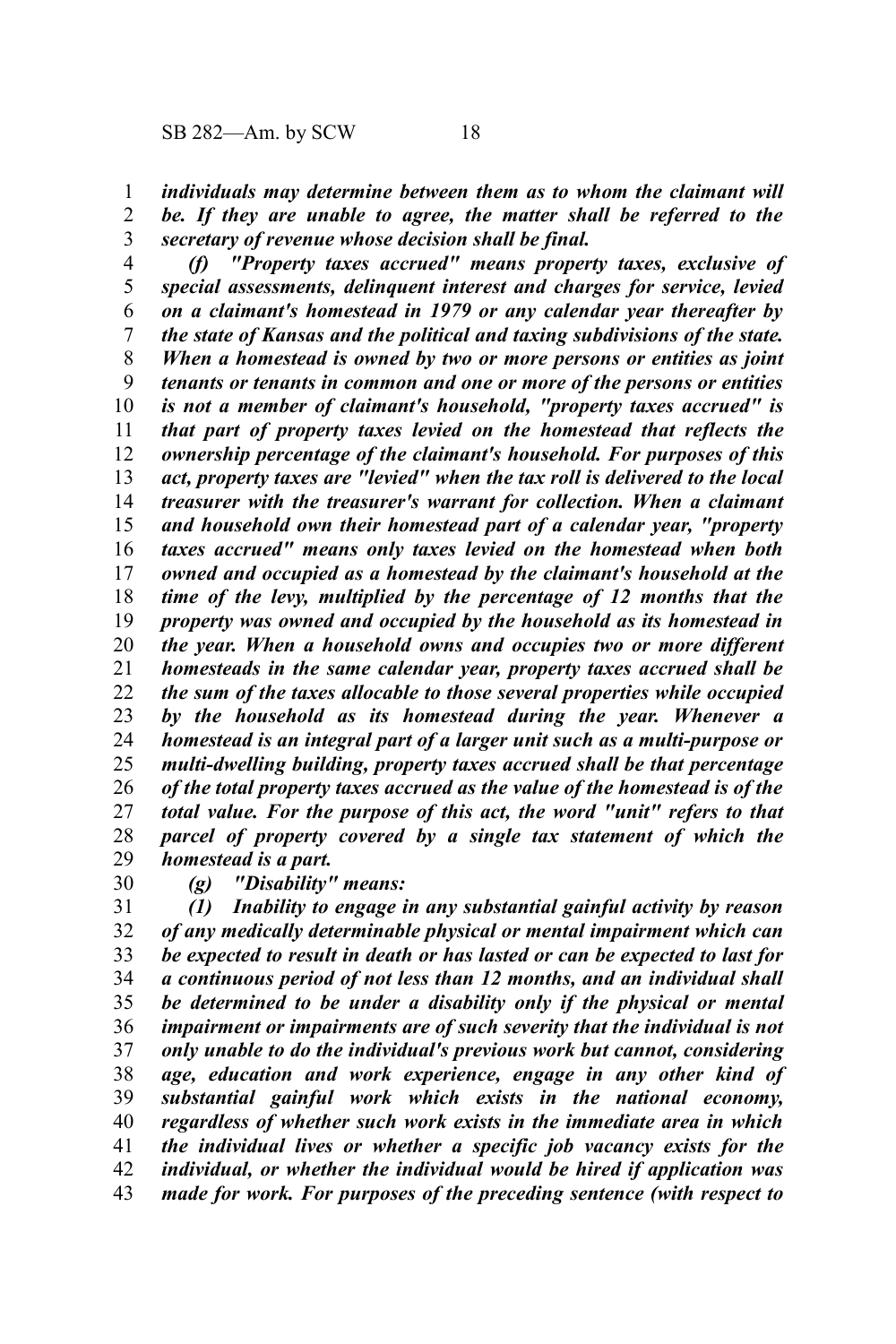*individuals may determine between them as to whom the claimant will be. If they are unable to agree, the matter shall be referred to the secretary of revenue whose decision shall be final.*

*(f) "Property taxes accrued" means property taxes, exclusive of special assessments, delinquent interest and charges for service, levied on a claimant's homestead in 1979 or any calendar year thereafter by the state of Kansas and the political and taxing subdivisions of the state. When a homestead is owned by two or more persons or entities as joint tenants or tenants in common and one or more of the persons or entities is not a member of claimant's household, "property taxes accrued" is that part of property taxes levied on the homestead that reflects the ownership percentage of the claimant's household. For purposes of this act, property taxes are "levied" when the tax roll is delivered to the local treasurer with the treasurer's warrant for collection. When a claimant and household own their homestead part of a calendar year, "property taxes accrued" means only taxes levied on the homestead when both owned and occupied as a homestead by the claimant's household at the time of the levy, multiplied by the percentage of 12 months that the property was owned and occupied by the household as its homestead in the year. When a household owns and occupies two or more different homesteads in the same calendar year, property taxes accrued shall be the sum of the taxes allocable to those several properties while occupied by the household as its homestead during the year. Whenever a homestead is an integral part of a larger unit such as a multi-purpose or multi-dwelling building, property taxes accrued shall be that percentage of the total property taxes accrued as the value of the homestead is of the total value. For the purpose of this act, the word "unit" refers to that parcel of property covered by a single tax statement of which the homestead is a part.*

*(g) "Disability" means:*

*(1) Inability to engage in any substantial gainful activity by reason of any medically determinable physical or mental impairment which can be expected to result in death or has lasted or can be expected to last for a continuous period of not less than 12 months, and an individual shall be determined to be under a disability only if the physical or mental impairment or impairments are of such severity that the individual is not only unable to do the individual's previous work but cannot, considering age, education and work experience, engage in any other kind of substantial gainful work which exists in the national economy, regardless of whether such work exists in the immediate area in which the individual lives or whether a specific job vacancy exists for the individual, or whether the individual would be hired if application was made for work. For purposes of the preceding sentence (with respect to*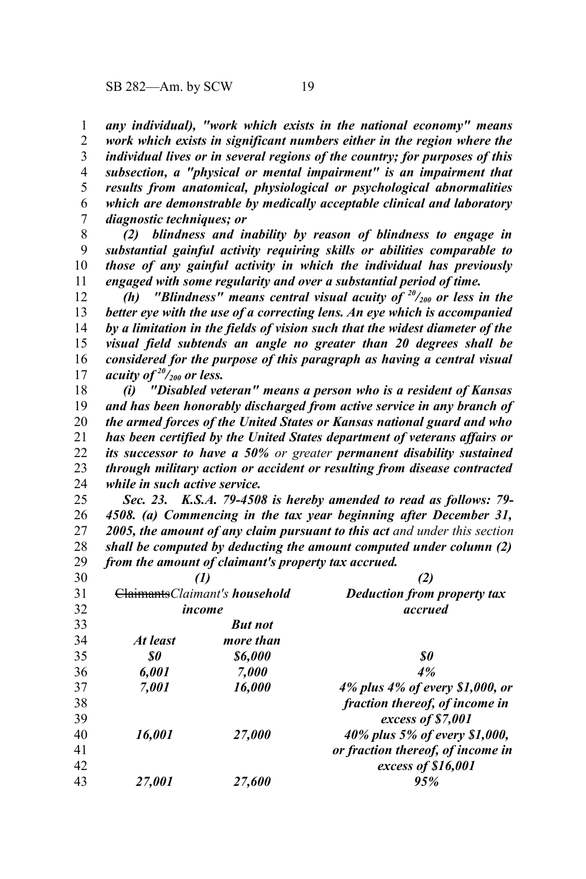***any individual), "work which exists in the national economy" means work which exists in significant numbers either in the region where the individual lives or in several regions of the country; for purposes of this subsection, a "physical or mental impairment" is an impairment that results from anatomical, physiological or psychological abnormalities which are demonstrable by medically acceptable clinical and laboratory diagnostic techniques; or***

***(2) blindness and inability by reason of blindness to engage in substantial gainful activity requiring skills or abilities comparable to those of any gainful activity in which the individual has previously engaged with some regularity and over a substantial period of time.***

***(h) "Blindness" means central visual acuity of $^{20}/_{200}$ or less in the better eye with the use of a correcting lens. An eye which is accompanied by a limitation in the fields of vision such that the widest diameter of the visual field subtends an angle no greater than 20 degrees shall be considered for the purpose of this paragraph as having a central visual acuity of $^{20}/_{200}$ or less.***

***(i) "Disabled veteran" means a person who is a resident of Kansas and has been honorably discharged from active service in any branch of the armed forces of the United States or Kansas national guard and who has been certified by the United States department of veterans affairs or its successor to have a 50%*** *or greater* ***permanent disability sustained through military action or accident or resulting from disease contracted while in such active service.***

***Sec. 23. K.S.A. 79-4508 is hereby amended to read as follows: 79-4508. (a) Commencing in the tax year beginning after December 31, 2005, the amount of any claim pursuant to this act*** *and under this section* ***shall be computed by deducting the amount computed under column (2) from the amount of claimant's property tax accrued.***

| ***(1)*** | | ***(2)*** |
|---|---|---|
| ~~Claimants~~*Claimant's* ***household income*** | | ***Deduction from property tax accrued*** |
| ***At least*** | ***But not more than*** | |
| ***$0*** | ***$6,000*** | ***$0*** |
| ***6,001*** | ***7,000*** | ***4%*** |
| ***7,001*** | ***16,000*** | ***4% plus 4% of every $1,000, or fraction thereof, of income in excess of $7,001*** |
| ***16,001*** | ***27,000*** | ***40% plus 5% of every $1,000, or fraction thereof, of income in excess of $16,001*** |
| ***27,001*** | ***27,600*** | ***95%*** |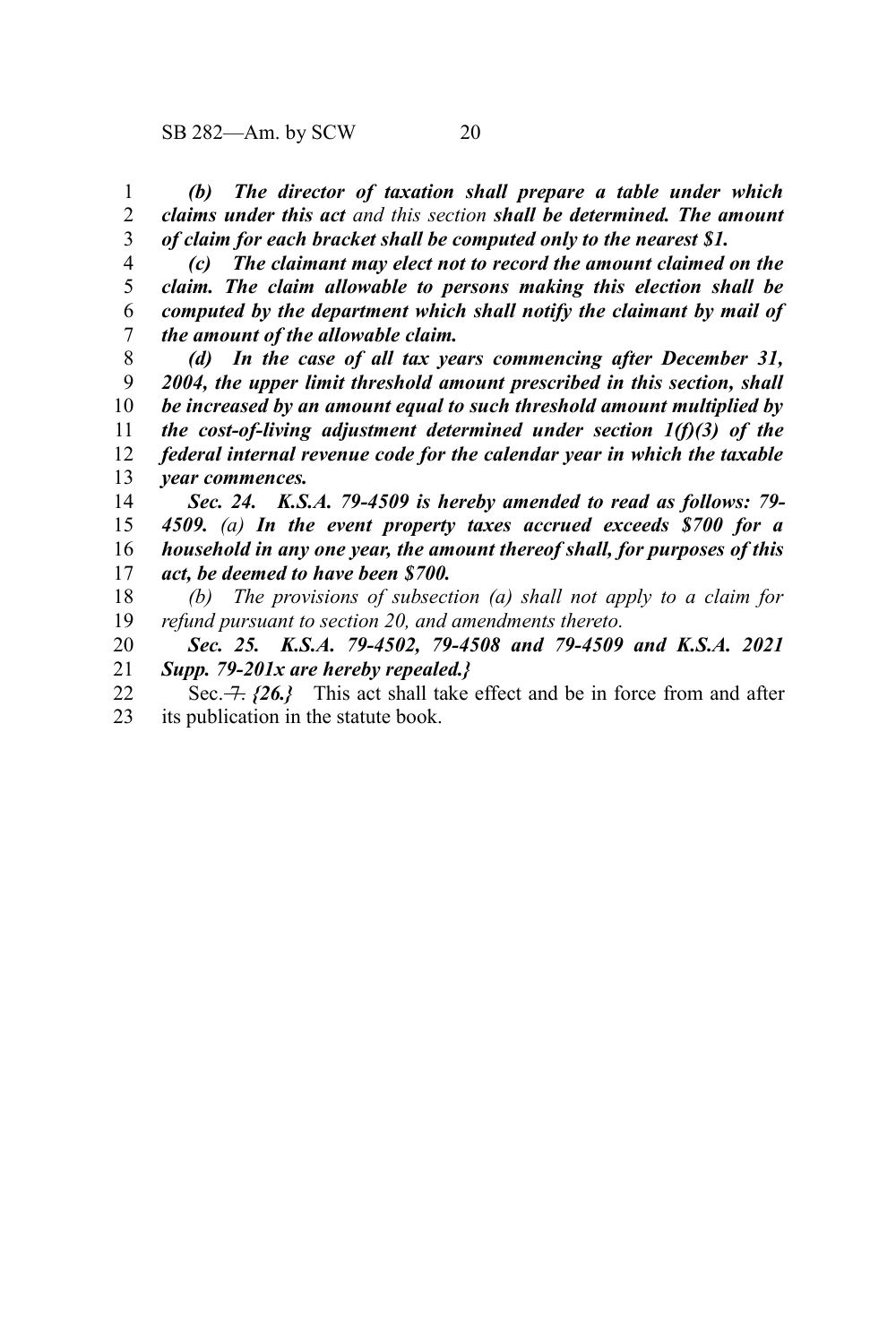***(b) The director of taxation shall prepare a table under which claims under this act*** *and this section* ***shall be determined. The amount of claim for each bracket shall be computed only to the nearest $1.***

***(c) The claimant may elect not to record the amount claimed on the claim. The claim allowable to persons making this election shall be computed by the department which shall notify the claimant by mail of the amount of the allowable claim.***

***(d) In the case of all tax years commencing after December 31, 2004, the upper limit threshold amount prescribed in this section, shall be increased by an amount equal to such threshold amount multiplied by the cost-of-living adjustment determined under section 1(f)(3) of the federal internal revenue code for the calendar year in which the taxable year commences.***

***Sec. 24. K.S.A. 79-4509 is hereby amended to read as follows: 79-4509.*** *(a)* ***In the event property taxes accrued exceeds $700 for a household in any one year, the amount thereof shall, for purposes of this act, be deemed to have been $700.***

*(b) The provisions of subsection (a) shall not apply to a claim for refund pursuant to section 20, and amendments thereto.*

***Sec. 25. K.S.A. 79-4502, 79-4508 and 79-4509 and K.S.A. 2021 Supp. 79-201x are hereby repealed.}***

Sec. ~~7.~~ ***{26.}*** This act shall take effect and be in force from and after its publication in the statute book.